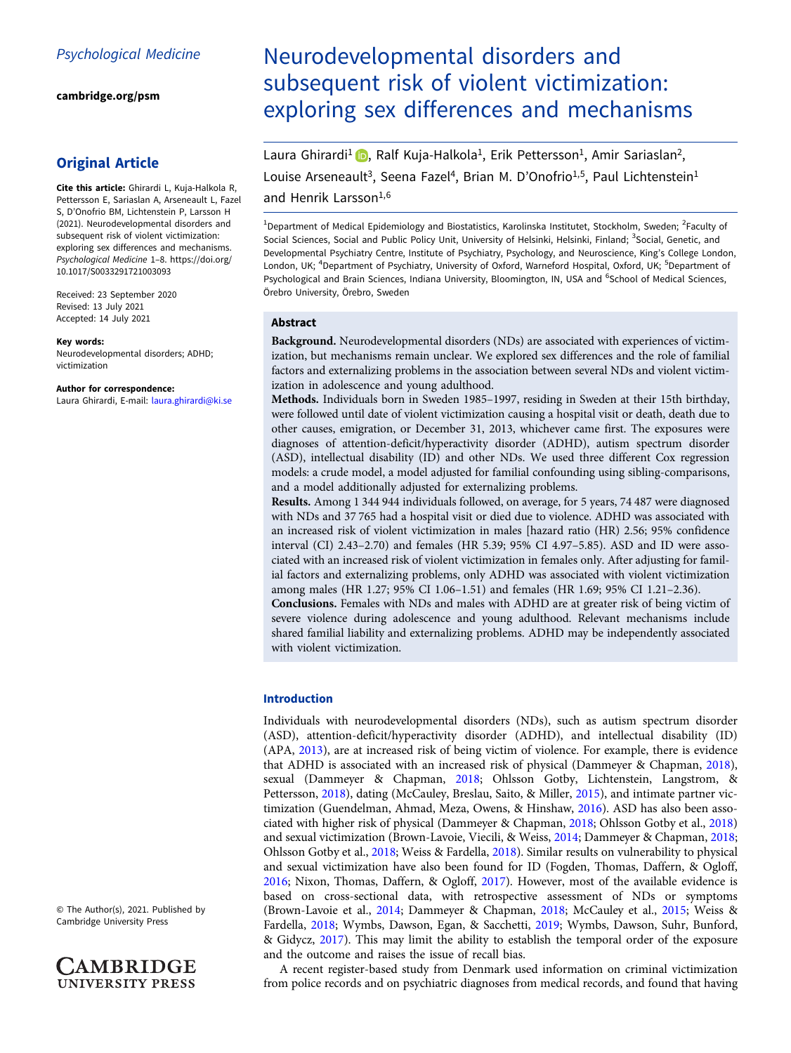Psychological Medicine

cambridge.org/psm

## Original Article

**Cite this article:** Ghirardi L, Kuja-Halkola R, Pettersson E, Sariaslan A, Arseneault L, Fazel S, D'Onofrio BM, Lichtenstein P, Larsson H (2021). Neurodevelopmental disorders and subsequent risk of violent victimization: exploring sex differences and mechanisms. *Psychological Medicine* 1–8. https://doi.org/10.1017/S0033291721003093

Received: 23 September 2020
Revised: 13 July 2021
Accepted: 14 July 2021

**Key words:**
Neurodevelopmental disorders; ADHD; victimization

**Author for correspondence:**
Laura Ghirardi, E-mail: laura.ghirardi@ki.se

© The Author(s), 2021. Published by Cambridge University Press

# Neurodevelopmental disorders and subsequent risk of violent victimization: exploring sex differences and mechanisms

Laura Ghirardi[1], Ralf Kuja-Halkola[1], Erik Pettersson[1], Amir Sariaslan[2], Louise Arseneault[3], Seena Fazel[4], Brian M. D'Onofrio[1,5], Paul Lichtenstein[1] and Henrik Larsson[1,6]

[1]Department of Medical Epidemiology and Biostatistics, Karolinska Institutet, Stockholm, Sweden; [2]Faculty of Social Sciences, Social and Public Policy Unit, University of Helsinki, Helsinki, Finland; [3]Social, Genetic, and Developmental Psychiatry Centre, Institute of Psychiatry, Psychology, and Neuroscience, King's College London, London, UK; [4]Department of Psychiatry, University of Oxford, Warneford Hospital, Oxford, UK; [5]Department of Psychological and Brain Sciences, Indiana University, Bloomington, IN, USA and [6]School of Medical Sciences, Örebro University, Örebro, Sweden

## Abstract

**Background.** Neurodevelopmental disorders (NDs) are associated with experiences of victimization, but mechanisms remain unclear. We explored sex differences and the role of familial factors and externalizing problems in the association between several NDs and violent victimization in adolescence and young adulthood.

**Methods.** Individuals born in Sweden 1985–1997, residing in Sweden at their 15th birthday, were followed until date of violent victimization causing a hospital visit or death, death due to other causes, emigration, or December 31, 2013, whichever came first. The exposures were diagnoses of attention-deficit/hyperactivity disorder (ADHD), autism spectrum disorder (ASD), intellectual disability (ID) and other NDs. We used three different Cox regression models: a crude model, a model adjusted for familial confounding using sibling-comparisons, and a model additionally adjusted for externalizing problems.

**Results.** Among 1 344 944 individuals followed, on average, for 5 years, 74 487 were diagnosed with NDs and 37 765 had a hospital visit or died due to violence. ADHD was associated with an increased risk of violent victimization in males [hazard ratio (HR) 2.56; 95% confidence interval (CI) 2.43–2.70) and females (HR 5.39; 95% CI 4.97–5.85). ASD and ID were associated with an increased risk of violent victimization in females only. After adjusting for familial factors and externalizing problems, only ADHD was associated with violent victimization among males (HR 1.27; 95% CI 1.06–1.51) and females (HR 1.69; 95% CI 1.21–2.36).

**Conclusions.** Females with NDs and males with ADHD are at greater risk of being victim of severe violence during adolescence and young adulthood. Relevant mechanisms include shared familial liability and externalizing problems. ADHD may be independently associated with violent victimization.

## Introduction

Individuals with neurodevelopmental disorders (NDs), such as autism spectrum disorder (ASD), attention-deficit/hyperactivity disorder (ADHD), and intellectual disability (ID) (APA, 2013), are at increased risk of being victim of violence. For example, there is evidence that ADHD is associated with an increased risk of physical (Dammeyer & Chapman, 2018), sexual (Dammeyer & Chapman, 2018; Ohlsson Gotby, Lichtenstein, Langstrom, & Pettersson, 2018), dating (McCauley, Breslau, Saito, & Miller, 2015), and intimate partner victimization (Guendelman, Ahmad, Meza, Owens, & Hinshaw, 2016). ASD has also been associated with higher risk of physical (Dammeyer & Chapman, 2018; Ohlsson Gotby et al., 2018) and sexual victimization (Brown-Lavoie, Viecili, & Weiss, 2014; Dammeyer & Chapman, 2018; Ohlsson Gotby et al., 2018; Weiss & Fardella, 2018). Similar results on vulnerability to physical and sexual victimization have also been found for ID (Fogden, Thomas, Daffern, & Ogloff, 2016; Nixon, Thomas, Daffern, & Ogloff, 2017). However, most of the available evidence is based on cross-sectional data, with retrospective assessment of NDs or symptoms (Brown-Lavoie et al., 2014; Dammeyer & Chapman, 2018; McCauley et al., 2015; Weiss & Fardella, 2018; Wymbs, Dawson, Egan, & Sacchetti, 2019; Wymbs, Dawson, Suhr, Bunford, & Gidycz, 2017). This may limit the ability to establish the temporal order of the exposure and the outcome and raises the issue of recall bias.

A recent register-based study from Denmark used information on criminal victimization from police records and on psychiatric diagnoses from medical records, and found that having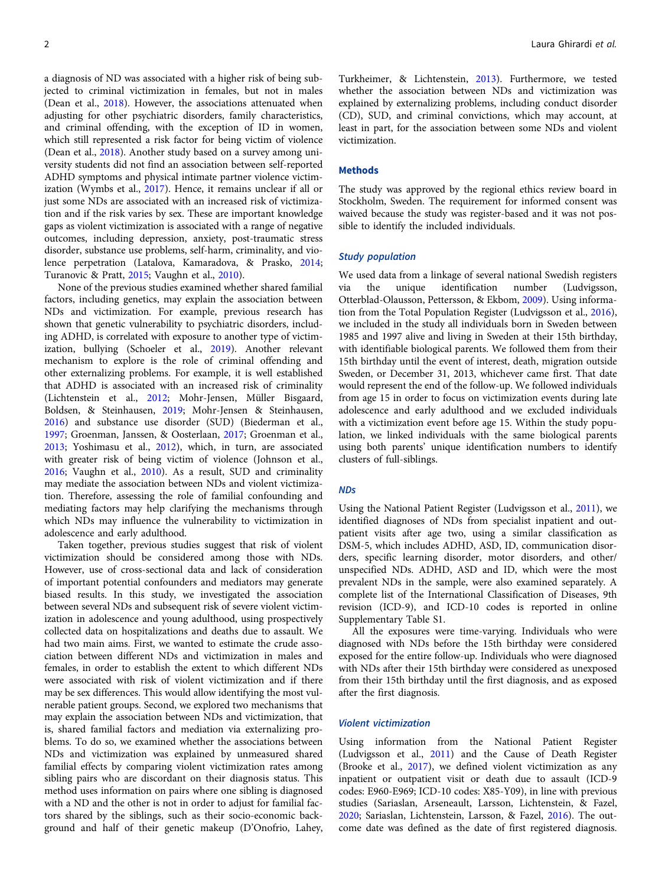a diagnosis of ND was associated with a higher risk of being subjected to criminal victimization in females, but not in males (Dean et al., 2018). However, the associations attenuated when adjusting for other psychiatric disorders, family characteristics, and criminal offending, with the exception of ID in women, which still represented a risk factor for being victim of violence (Dean et al., 2018). Another study based on a survey among university students did not find an association between self-reported ADHD symptoms and physical intimate partner violence victimization (Wymbs et al., 2017). Hence, it remains unclear if all or just some NDs are associated with an increased risk of victimization and if the risk varies by sex. These are important knowledge gaps as violent victimization is associated with a range of negative outcomes, including depression, anxiety, post-traumatic stress disorder, substance use problems, self-harm, criminality, and violence perpetration (Latalova, Kamaradova, & Prasko, 2014; Turanovic & Pratt, 2015; Vaughn et al., 2010).

None of the previous studies examined whether shared familial factors, including genetics, may explain the association between NDs and victimization. For example, previous research has shown that genetic vulnerability to psychiatric disorders, including ADHD, is correlated with exposure to another type of victimization, bullying (Schoeler et al., 2019). Another relevant mechanism to explore is the role of criminal offending and other externalizing problems. For example, it is well established that ADHD is associated with an increased risk of criminality (Lichtenstein et al., 2012; Mohr-Jensen, Müller Bisgaard, Boldsen, & Steinhausen, 2019; Mohr-Jensen & Steinhausen, 2016) and substance use disorder (SUD) (Biederman et al., 1997; Groenman, Janssen, & Oosterlaan, 2017; Groenman et al., 2013; Yoshimasu et al., 2012), which, in turn, are associated with greater risk of being victim of violence (Johnson et al., 2016; Vaughn et al., 2010). As a result, SUD and criminality may mediate the association between NDs and violent victimization. Therefore, assessing the role of familial confounding and mediating factors may help clarifying the mechanisms through which NDs may influence the vulnerability to victimization in adolescence and early adulthood.

Taken together, previous studies suggest that risk of violent victimization should be considered among those with NDs. However, use of cross-sectional data and lack of consideration of important potential confounders and mediators may generate biased results. In this study, we investigated the association between several NDs and subsequent risk of severe violent victimization in adolescence and young adulthood, using prospectively collected data on hospitalizations and deaths due to assault. We had two main aims. First, we wanted to estimate the crude association between different NDs and victimization in males and females, in order to establish the extent to which different NDs were associated with risk of violent victimization and if there may be sex differences. This would allow identifying the most vulnerable patient groups. Second, we explored two mechanisms that may explain the association between NDs and victimization, that is, shared familial factors and mediation via externalizing problems. To do so, we examined whether the associations between NDs and victimization was explained by unmeasured shared familial effects by comparing violent victimization rates among sibling pairs who are discordant on their diagnosis status. This method uses information on pairs where one sibling is diagnosed with a ND and the other is not in order to adjust for familial factors shared by the siblings, such as their socio-economic background and half of their genetic makeup (D'Onofrio, Lahey, Turkheimer, & Lichtenstein, 2013). Furthermore, we tested whether the association between NDs and victimization was explained by externalizing problems, including conduct disorder (CD), SUD, and criminal convictions, which may account, at least in part, for the association between some NDs and violent victimization.

## Methods

The study was approved by the regional ethics review board in Stockholm, Sweden. The requirement for informed consent was waived because the study was register-based and it was not possible to identify the included individuals.

### *Study population*

We used data from a linkage of several national Swedish registers via the unique identification number (Ludvigsson, Otterblad-Olausson, Pettersson, & Ekbom, 2009). Using information from the Total Population Register (Ludvigsson et al., 2016), we included in the study all individuals born in Sweden between 1985 and 1997 alive and living in Sweden at their 15th birthday, with identifiable biological parents. We followed them from their 15th birthday until the event of interest, death, migration outside Sweden, or December 31, 2013, whichever came first. That date would represent the end of the follow-up. We followed individuals from age 15 in order to focus on victimization events during late adolescence and early adulthood and we excluded individuals with a victimization event before age 15. Within the study population, we linked individuals with the same biological parents using both parents' unique identification numbers to identify clusters of full-siblings.

### *NDs*

Using the National Patient Register (Ludvigsson et al., 2011), we identified diagnoses of NDs from specialist inpatient and outpatient visits after age two, using a similar classification as DSM-5, which includes ADHD, ASD, ID, communication disorders, specific learning disorder, motor disorders, and other/unspecified NDs. ADHD, ASD and ID, which were the most prevalent NDs in the sample, were also examined separately. A complete list of the International Classification of Diseases, 9th revision (ICD-9), and ICD-10 codes is reported in online Supplementary Table S1.

All the exposures were time-varying. Individuals who were diagnosed with NDs before the 15th birthday were considered exposed for the entire follow-up. Individuals who were diagnosed with NDs after their 15th birthday were considered as unexposed from their 15th birthday until the first diagnosis, and as exposed after the first diagnosis.

### *Violent victimization*

Using information from the National Patient Register (Ludvigsson et al., 2011) and the Cause of Death Register (Brooke et al., 2017), we defined violent victimization as any inpatient or outpatient visit or death due to assault (ICD-9 codes: E960-E969; ICD-10 codes: X85-Y09), in line with previous studies (Sariaslan, Arseneault, Larsson, Lichtenstein, & Fazel, 2020; Sariaslan, Lichtenstein, Larsson, & Fazel, 2016). The outcome date was defined as the date of first registered diagnosis.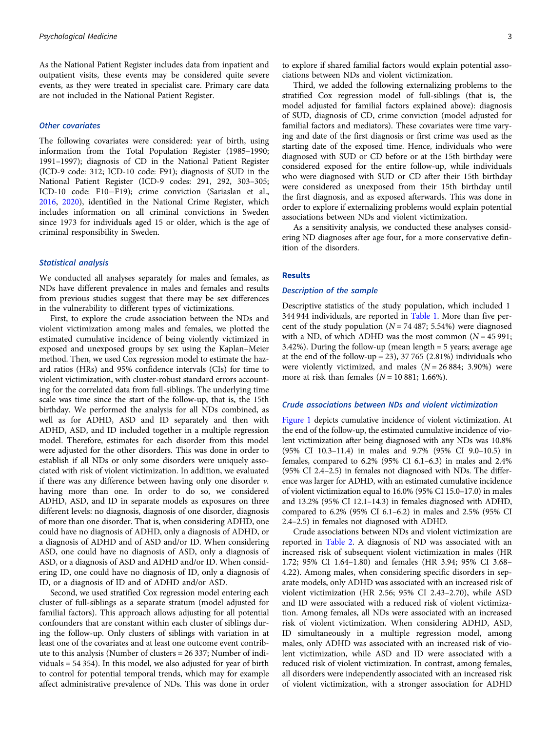As the National Patient Register includes data from inpatient and outpatient visits, these events may be considered quite severe events, as they were treated in specialist care. Primary care data are not included in the National Patient Register.

### Other covariates

The following covariates were considered: year of birth, using information from the Total Population Register (1985–1990; 1991–1997); diagnosis of CD in the National Patient Register (ICD-9 code: 312; ICD-10 code: F91); diagnosis of SUD in the National Patient Register (ICD-9 codes: 291, 292, 303–305; ICD-10 code: F10−F19); crime conviction (Sariaslan et al., 2016, 2020), identified in the National Crime Register, which includes information on all criminal convictions in Sweden since 1973 for individuals aged 15 or older, which is the age of criminal responsibility in Sweden.

### Statistical analysis

We conducted all analyses separately for males and females, as NDs have different prevalence in males and females and results from previous studies suggest that there may be sex differences in the vulnerability to different types of victimizations.

First, to explore the crude association between the NDs and violent victimization among males and females, we plotted the estimated cumulative incidence of being violently victimized in exposed and unexposed groups by sex using the Kaplan–Meier method. Then, we used Cox regression model to estimate the hazard ratios (HRs) and 95% confidence intervals (CIs) for time to violent victimization, with cluster-robust standard errors accounting for the correlated data from full-siblings. The underlying time scale was time since the start of the follow-up, that is, the 15th birthday. We performed the analysis for all NDs combined, as well as for ADHD, ASD and ID separately and then with ADHD, ASD, and ID included together in a multiple regression model. Therefore, estimates for each disorder from this model were adjusted for the other disorders. This was done in order to establish if all NDs or only some disorders were uniquely associated with risk of violent victimization. In addition, we evaluated if there was any difference between having only one disorder *v.* having more than one. In order to do so, we considered ADHD, ASD, and ID in separate models as exposures on three different levels: no diagnosis, diagnosis of one disorder, diagnosis of more than one disorder. That is, when considering ADHD, one could have no diagnosis of ADHD, only a diagnosis of ADHD, or a diagnosis of ADHD and of ASD and/or ID. When considering ASD, one could have no diagnosis of ASD, only a diagnosis of ASD, or a diagnosis of ASD and ADHD and/or ID. When considering ID, one could have no diagnosis of ID, only a diagnosis of ID, or a diagnosis of ID and of ADHD and/or ASD.

Second, we used stratified Cox regression model entering each cluster of full-siblings as a separate stratum (model adjusted for familial factors). This approach allows adjusting for all potential confounders that are constant within each cluster of siblings during the follow-up. Only clusters of siblings with variation in at least one of the covariates and at least one outcome event contribute to this analysis (Number of clusters = 26 337; Number of individuals = 54 354). In this model, we also adjusted for year of birth to control for potential temporal trends, which may for example affect administrative prevalence of NDs. This was done in order to explore if shared familial factors would explain potential associations between NDs and violent victimization.

Third, we added the following externalizing problems to the stratified Cox regression model of full-siblings (that is, the model adjusted for familial factors explained above): diagnosis of SUD, diagnosis of CD, crime conviction (model adjusted for familial factors and mediators). These covariates were time varying and date of the first diagnosis or first crime was used as the starting date of the exposed time. Hence, individuals who were diagnosed with SUD or CD before or at the 15th birthday were considered exposed for the entire follow-up, while individuals who were diagnosed with SUD or CD after their 15th birthday were considered as unexposed from their 15th birthday until the first diagnosis, and as exposed afterwards. This was done in order to explore if externalizing problems would explain potential associations between NDs and violent victimization.

As a sensitivity analysis, we conducted these analyses considering ND diagnoses after age four, for a more conservative definition of the disorders.

## Results

### Description of the sample

Descriptive statistics of the study population, which included 1 344 944 individuals, are reported in Table 1. More than five percent of the study population (*N* = 74 487; 5.54%) were diagnosed with a ND, of which ADHD was the most common (*N* = 45 991; 3.42%). During the follow-up (mean length = 5 years; average age at the end of the follow-up = 23), 37 765 (2.81%) individuals who were violently victimized, and males (*N* = 26 884; 3.90%) were more at risk than females (*N* = 10 881; 1.66%).

### Crude associations between NDs and violent victimization

Figure 1 depicts cumulative incidence of violent victimization. At the end of the follow-up, the estimated cumulative incidence of violent victimization after being diagnosed with any NDs was 10.8% (95% CI 10.3–11.4) in males and 9.7% (95% CI 9.0–10.5) in females, compared to 6.2% (95% CI 6.1–6.3) in males and 2.4% (95% CI 2.4–2.5) in females not diagnosed with NDs. The difference was larger for ADHD, with an estimated cumulative incidence of violent victimization equal to 16.0% (95% CI 15.0–17.0) in males and 13.2% (95% CI 12.1–14.3) in females diagnosed with ADHD, compared to 6.2% (95% CI 6.1–6.2) in males and 2.5% (95% CI 2.4–2.5) in females not diagnosed with ADHD.

Crude associations between NDs and violent victimization are reported in Table 2. A diagnosis of ND was associated with an increased risk of subsequent violent victimization in males (HR 1.72; 95% CI 1.64–1.80) and females (HR 3.94; 95% CI 3.68–4.22). Among males, when considering specific disorders in separate models, only ADHD was associated with an increased risk of violent victimization (HR 2.56; 95% CI 2.43–2.70), while ASD and ID were associated with a reduced risk of violent victimization. Among females, all NDs were associated with an increased risk of violent victimization. When considering ADHD, ASD, ID simultaneously in a multiple regression model, among males, only ADHD was associated with an increased risk of violent victimization, while ASD and ID were associated with a reduced risk of violent victimization. In contrast, among females, all disorders were independently associated with an increased risk of violent victimization, with a stronger association for ADHD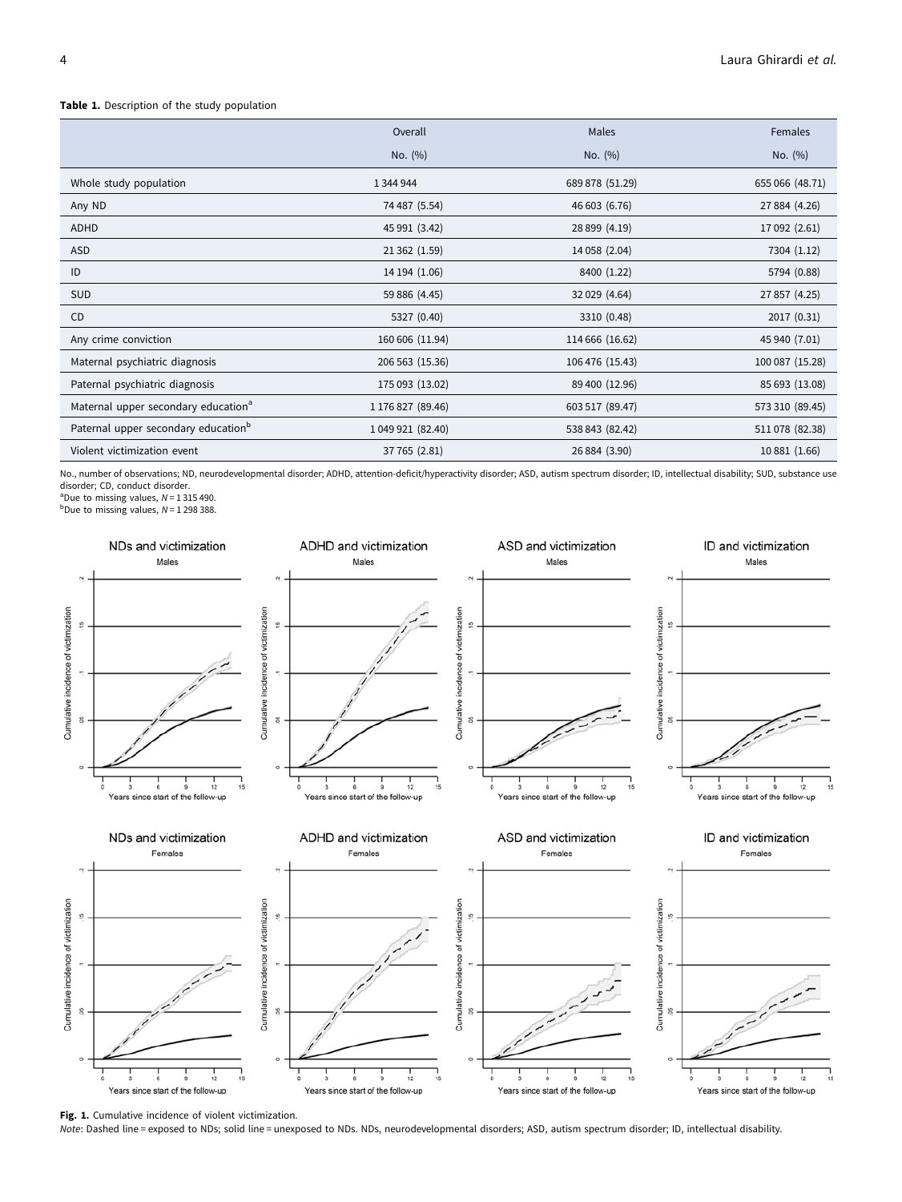**Table 1.** Description of the study population

| | Overall | Males | Females |
|---|---|---|---|
| | No. (%) | No. (%) | No. (%) |
| Whole study population | 1 344 944 | 689 878 (51.29) | 655 066 (48.71) |
| Any ND | 74 487 (5.54) | 46 603 (6.76) | 27 884 (4.26) |
| ADHD | 45 991 (3.42) | 28 899 (4.19) | 17 092 (2.61) |
| ASD | 21 362 (1.59) | 14 058 (2.04) | 7304 (1.12) |
| ID | 14 194 (1.06) | 8400 (1.22) | 5794 (0.88) |
| SUD | 59 886 (4.45) | 32 029 (4.64) | 27 857 (4.25) |
| CD | 5327 (0.40) | 3310 (0.48) | 2017 (0.31) |
| Any crime conviction | 160 606 (11.94) | 114 666 (16.62) | 45 940 (7.01) |
| Maternal psychiatric diagnosis | 206 563 (15.36) | 106 476 (15.43) | 100 087 (15.28) |
| Paternal psychiatric diagnosis | 175 093 (13.02) | 89 400 (12.96) | 85 693 (13.08) |
| Maternal upper secondary education[a] | 1 176 827 (89.46) | 603 517 (89.47) | 573 310 (89.45) |
| Paternal upper secondary education[b] | 1 049 921 (82.40) | 538 843 (82.42) | 511 078 (82.38) |
| Violent victimization event | 37 765 (2.81) | 26 884 (3.90) | 10 881 (1.66) |

No., number of observations; ND, neurodevelopmental disorder; ADHD, attention-deficit/hyperactivity disorder; ASD, autism spectrum disorder; ID, intellectual disability; SUD, substance use disorder; CD, conduct disorder.
[a]Due to missing values, $N$ = 1 315 490.
[b]Due to missing values, $N$ = 1 298 388.

**Fig. 1.** Cumulative incidence of violent victimization.
*Note*: Dashed line = exposed to NDs; solid line = unexposed to NDs. NDs, neurodevelopmental disorders; ASD, autism spectrum disorder; ID, intellectual disability.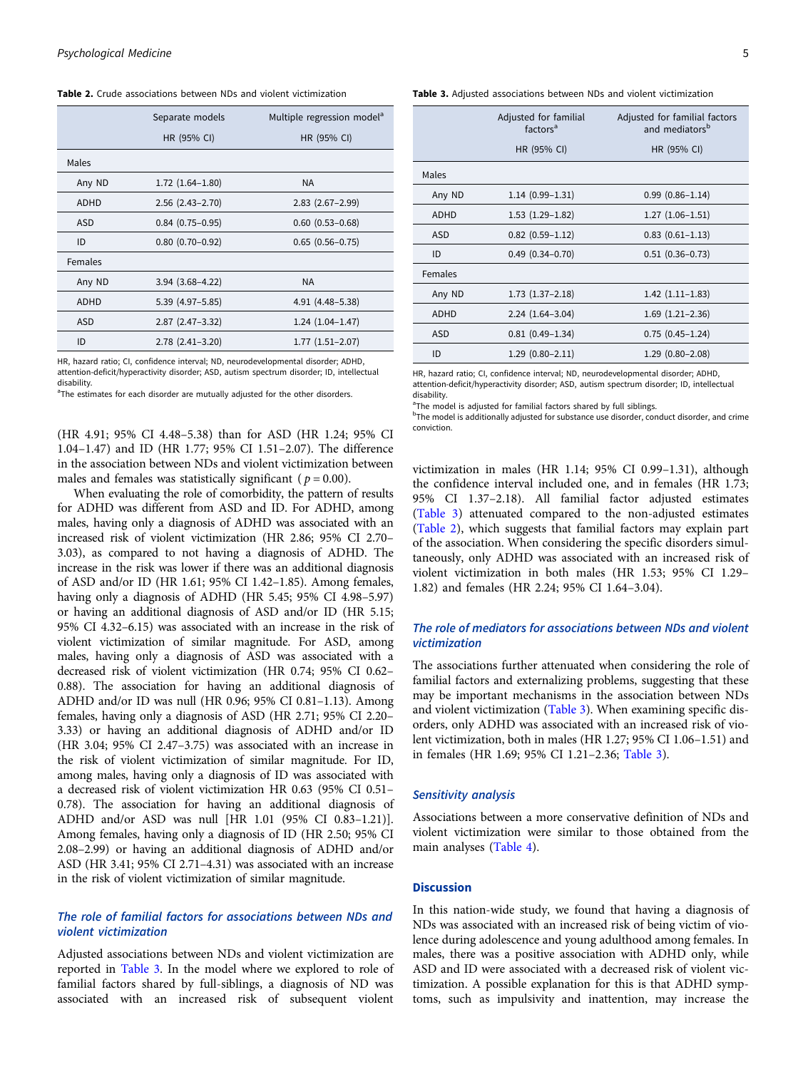**Table 2.** Crude associations between NDs and violent victimization

| | Separate models | Multiple regression model[a] |
|---|---|---|
| | HR (95% CI) | HR (95% CI) |
| Males | | |
| Any ND | 1.72 (1.64–1.80) | NA |
| ADHD | 2.56 (2.43–2.70) | 2.83 (2.67–2.99) |
| ASD | 0.84 (0.75–0.95) | 0.60 (0.53–0.68) |
| ID | 0.80 (0.70–0.92) | 0.65 (0.56–0.75) |
| Females | | |
| Any ND | 3.94 (3.68–4.22) | NA |
| ADHD | 5.39 (4.97–5.85) | 4.91 (4.48–5.38) |
| ASD | 2.87 (2.47–3.32) | 1.24 (1.04–1.47) |
| ID | 2.78 (2.41–3.20) | 1.77 (1.51–2.07) |

HR, hazard ratio; CI, confidence interval; ND, neurodevelopmental disorder; ADHD, attention-deficit/hyperactivity disorder; ASD, autism spectrum disorder; ID, intellectual disability.
[a]The estimates for each disorder are mutually adjusted for the other disorders.

(HR 4.91; 95% CI 4.48–5.38) than for ASD (HR 1.24; 95% CI 1.04–1.47) and ID (HR 1.77; 95% CI 1.51–2.07). The difference in the association between NDs and violent victimization between males and females was statistically significant ($p = 0.00$).

When evaluating the role of comorbidity, the pattern of results for ADHD was different from ASD and ID. For ADHD, among males, having only a diagnosis of ADHD was associated with an increased risk of violent victimization (HR 2.86; 95% CI 2.70–3.03), as compared to not having a diagnosis of ADHD. The increase in the risk was lower if there was an additional diagnosis of ASD and/or ID (HR 1.61; 95% CI 1.42–1.85). Among females, having only a diagnosis of ADHD (HR 5.45; 95% CI 4.98–5.97) or having an additional diagnosis of ASD and/or ID (HR 5.15; 95% CI 4.32–6.15) was associated with an increase in the risk of violent victimization of similar magnitude. For ASD, among males, having only a diagnosis of ASD was associated with a decreased risk of violent victimization (HR 0.74; 95% CI 0.62–0.88). The association for having an additional diagnosis of ADHD and/or ID was null (HR 0.96; 95% CI 0.81–1.13). Among females, having only a diagnosis of ASD (HR 2.71; 95% CI 2.20–3.33) or having an additional diagnosis of ADHD and/or ID (HR 3.04; 95% CI 2.47–3.75) was associated with an increase in the risk of violent victimization of similar magnitude. For ID, among males, having only a diagnosis of ID was associated with a decreased risk of violent victimization HR 0.63 (95% CI 0.51–0.78). The association for having an additional diagnosis of ADHD and/or ASD was null [HR 1.01 (95% CI 0.83–1.21)]. Among females, having only a diagnosis of ID (HR 2.50; 95% CI 2.08–2.99) or having an additional diagnosis of ADHD and/or ASD (HR 3.41; 95% CI 2.71–4.31) was associated with an increase in the risk of violent victimization of similar magnitude.

### *The role of familial factors for associations between NDs and violent victimization*

Adjusted associations between NDs and violent victimization are reported in Table 3. In the model where we explored to role of familial factors shared by full-siblings, a diagnosis of ND was associated with an increased risk of subsequent violent victimization in males (HR 1.14; 95% CI 0.99–1.31), although the confidence interval included one, and in females (HR 1.73; 95% CI 1.37–2.18). All familial factor adjusted estimates (Table 3) attenuated compared to the non-adjusted estimates (Table 2), which suggests that familial factors may explain part of the association. When considering the specific disorders simultaneously, only ADHD was associated with an increased risk of violent victimization in both males (HR 1.53; 95% CI 1.29–1.82) and females (HR 2.24; 95% CI 1.64–3.04).

**Table 3.** Adjusted associations between NDs and violent victimization

| | Adjusted for familial factors[a] | Adjusted for familial factors and mediators[b] |
|---|---|---|
| | HR (95% CI) | HR (95% CI) |
| Males | | |
| Any ND | 1.14 (0.99–1.31) | 0.99 (0.86–1.14) |
| ADHD | 1.53 (1.29–1.82) | 1.27 (1.06–1.51) |
| ASD | 0.82 (0.59–1.12) | 0.83 (0.61–1.13) |
| ID | 0.49 (0.34–0.70) | 0.51 (0.36–0.73) |
| Females | | |
| Any ND | 1.73 (1.37–2.18) | 1.42 (1.11–1.83) |
| ADHD | 2.24 (1.64–3.04) | 1.69 (1.21–2.36) |
| ASD | 0.81 (0.49–1.34) | 0.75 (0.45–1.24) |
| ID | 1.29 (0.80–2.11) | 1.29 (0.80–2.08) |

HR, hazard ratio; CI, confidence interval; ND, neurodevelopmental disorder; ADHD, attention-deficit/hyperactivity disorder; ASD, autism spectrum disorder; ID, intellectual disability.
[a]The model is adjusted for familial factors shared by full siblings.
[b]The model is additionally adjusted for substance use disorder, conduct disorder, and crime conviction.

### *The role of mediators for associations between NDs and violent victimization*

The associations further attenuated when considering the role of familial factors and externalizing problems, suggesting that these may be important mechanisms in the association between NDs and violent victimization (Table 3). When examining specific disorders, only ADHD was associated with an increased risk of violent victimization, both in males (HR 1.27; 95% CI 1.06–1.51) and in females (HR 1.69; 95% CI 1.21–2.36; Table 3).

### *Sensitivity analysis*

Associations between a more conservative definition of NDs and violent victimization were similar to those obtained from the main analyses (Table 4).

## Discussion

In this nation-wide study, we found that having a diagnosis of NDs was associated with an increased risk of being victim of violence during adolescence and young adulthood among females. In males, there was a positive association with ADHD only, while ASD and ID were associated with a decreased risk of violent victimization. A possible explanation for this is that ADHD symptoms, such as impulsivity and inattention, may increase the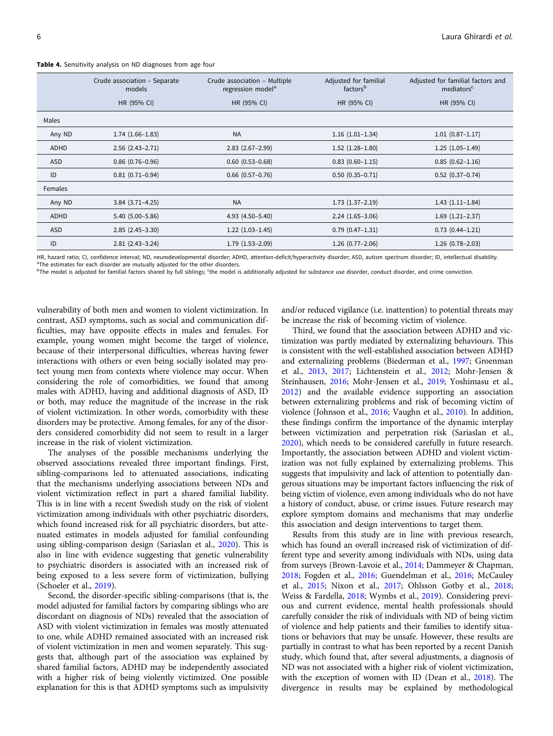**Table 4.** Sensitivity analysis on ND diagnoses from age four

| | Crude association – Separate models | Crude association – Multiple regression model[a] | Adjusted for familial factors[b] | Adjusted for familial factors and mediators[c] |
|---|---|---|---|---|
| | HR (95% CI) | HR (95% CI) | HR (95% CI) | HR (95% CI) |
| Males | | | | |
| Any ND | 1.74 (1.66–1.83) | NA | 1.16 (1.01–1.34) | 1.01 (0.87–1.17) |
| ADHD | 2.56 (2.43–2.71) | 2.83 (2.67–2.99) | 1.52 (1.28–1.80) | 1.25 (1.05–1.49) |
| ASD | 0.86 (0.76–0.96) | 0.60 (0.53–0.68) | 0.83 (0.60–1.15) | 0.85 (0.62–1.16) |
| ID | 0.81 (0.71–0.94) | 0.66 (0.57–0.76) | 0.50 (0.35–0.71) | 0.52 (0.37–0.74) |
| Females | | | | |
| Any ND | 3.84 (3.71–4.25) | NA | 1.73 (1.37–2.19) | 1.43 (1.11–1.84) |
| ADHD | 5.40 (5.00–5.86) | 4.93 (4.50–5.40) | 2.24 (1.65–3.06) | 1.69 (1.21–2.37) |
| ASD | 2.85 (2.45–3.30) | 1.22 (1.03–1.45) | 0.79 (0.47–1.31) | 0.73 (0.44–1.21) |
| ID | 2.81 (2.43–3.24) | 1.79 (1.53–2.09) | 1.26 (0.77–2.06) | 1.26 (0.78–2.03) |

HR, hazard ratio; CI, confidence interval; ND, neurodevelopmental disorder; ADHD, attention-deficit/hyperactivity disorder; ASD, autism spectrum disorder; ID, intellectual disability.
[a]The estimates for each disorder are mutually adjusted for the other disorders.
[b]The model is adjusted for familial factors shared by full siblings; [c]the model is additionally adjusted for substance use disorder, conduct disorder, and crime conviction.

vulnerability of both men and women to violent victimization. In contrast, ASD symptoms, such as social and communication difficulties, may have opposite effects in males and females. For example, young women might become the target of violence, because of their interpersonal difficulties, whereas having fewer interactions with others or even being socially isolated may protect young men from contexts where violence may occur. When considering the role of comorbidities, we found that among males with ADHD, having and additional diagnosis of ASD, ID or both, may reduce the magnitude of the increase in the risk of violent victimization. In other words, comorbidity with these disorders may be protective. Among females, for any of the disorders considered comorbidity did not seem to result in a larger increase in the risk of violent victimization.

The analyses of the possible mechanisms underlying the observed associations revealed three important findings. First, sibling-comparisons led to attenuated associations, indicating that the mechanisms underlying associations between NDs and violent victimization reflect in part a shared familial liability. This is in line with a recent Swedish study on the risk of violent victimization among individuals with other psychiatric disorders, which found increased risk for all psychiatric disorders, but attenuated estimates in models adjusted for familial confounding using sibling-comparison design (Sariaslan et al., 2020). This is also in line with evidence suggesting that genetic vulnerability to psychiatric disorders is associated with an increased risk of being exposed to a less severe form of victimization, bullying (Schoeler et al., 2019).

Second, the disorder-specific sibling-comparisons (that is, the model adjusted for familial factors by comparing siblings who are discordant on diagnosis of NDs) revealed that the association of ASD with violent victimization in females was mostly attenuated to one, while ADHD remained associated with an increased risk of violent victimization in men and women separately. This suggests that, although part of the association was explained by shared familial factors, ADHD may be independently associated with a higher risk of being violently victimized. One possible explanation for this is that ADHD symptoms such as impulsivity and/or reduced vigilance (i.e. inattention) to potential threats may be increase the risk of becoming victim of violence.

Third, we found that the association between ADHD and victimization was partly mediated by externalizing behaviours. This is consistent with the well-established association between ADHD and externalizing problems (Biederman et al., 1997; Groenman et al., 2013, 2017; Lichtenstein et al., 2012; Mohr-Jensen & Steinhausen, 2016; Mohr-Jensen et al., 2019; Yoshimasu et al., 2012) and the available evidence supporting an association between externalizing problems and risk of becoming victim of violence (Johnson et al., 2016; Vaughn et al., 2010). In addition, these findings confirm the importance of the dynamic interplay between victimization and perpetration risk (Sariaslan et al., 2020), which needs to be considered carefully in future research. Importantly, the association between ADHD and violent victimization was not fully explained by externalizing problems. This suggests that impulsivity and lack of attention to potentially dangerous situations may be important factors influencing the risk of being victim of violence, even among individuals who do not have a history of conduct, abuse, or crime issues. Future research may explore symptom domains and mechanisms that may underlie this association and design interventions to target them.

Results from this study are in line with previous research, which has found an overall increased risk of victimization of different type and severity among individuals with NDs, using data from surveys (Brown-Lavoie et al., 2014; Dammeyer & Chapman, 2018; Fogden et al., 2016; Guendelman et al., 2016; McCauley et al., 2015; Nixon et al., 2017; Ohlsson Gotby et al., 2018; Weiss & Fardella, 2018; Wymbs et al., 2019). Considering previous and current evidence, mental health professionals should carefully consider the risk of individuals with ND of being victim of violence and help patients and their families to identify situations or behaviors that may be unsafe. However, these results are partially in contrast to what has been reported by a recent Danish study, which found that, after several adjustments, a diagnosis of ND was not associated with a higher risk of violent victimization, with the exception of women with ID (Dean et al., 2018). The divergence in results may be explained by methodological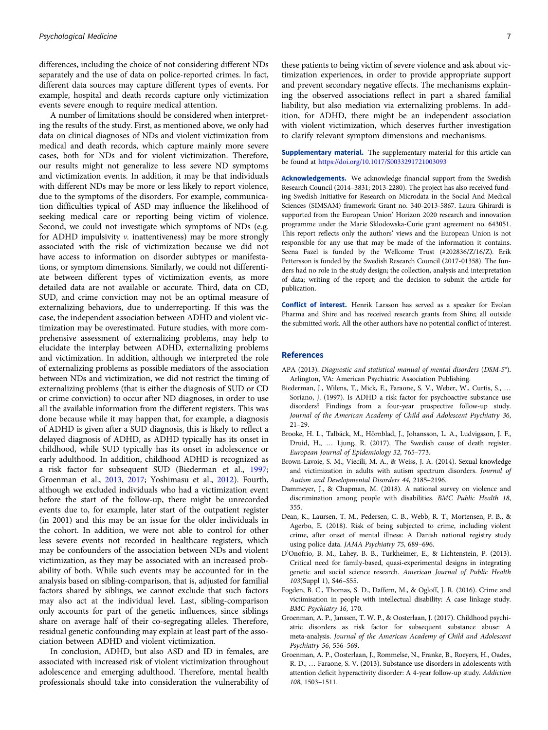differences, including the choice of not considering different NDs separately and the use of data on police-reported crimes. In fact, different data sources may capture different types of events. For example, hospital and death records capture only victimization events severe enough to require medical attention.

A number of limitations should be considered when interpreting the results of the study. First, as mentioned above, we only had data on clinical diagnoses of NDs and violent victimization from medical and death records, which capture mainly more severe cases, both for NDs and for violent victimization. Therefore, our results might not generalize to less severe ND symptoms and victimization events. In addition, it may be that individuals with different NDs may be more or less likely to report violence, due to the symptoms of the disorders. For example, communication difficulties typical of ASD may influence the likelihood of seeking medical care or reporting being victim of violence. Second, we could not investigate which symptoms of NDs (e.g. for ADHD impulsivity *v.* inattentiveness) may be more strongly associated with the risk of victimization because we did not have access to information on disorder subtypes or manifestations, or symptom dimensions. Similarly, we could not differentiate between different types of victimization events, as more detailed data are not available or accurate. Third, data on CD, SUD, and crime conviction may not be an optimal measure of externalizing behaviors, due to underreporting. If this was the case, the independent association between ADHD and violent victimization may be overestimated. Future studies, with more comprehensive assessment of externalizing problems, may help to elucidate the interplay between ADHD, externalizing problems and victimization. In addition, although we interpreted the role of externalizing problems as possible mediators of the association between NDs and victimization, we did not restrict the timing of externalizing problems (that is either the diagnosis of SUD or CD or crime conviction) to occur after ND diagnoses, in order to use all the available information from the different registers. This was done because while it may happen that, for example, a diagnosis of ADHD is given after a SUD diagnosis, this is likely to reflect a delayed diagnosis of ADHD, as ADHD typically has its onset in childhood, while SUD typically has its onset in adolescence or early adulthood. In addition, childhood ADHD is recognized as a risk factor for subsequent SUD (Biederman et al., 1997; Groenman et al., 2013, 2017; Yoshimasu et al., 2012). Fourth, although we excluded individuals who had a victimization event before the start of the follow-up, there might be unrecorded events due to, for example, later start of the outpatient register (in 2001) and this may be an issue for the older individuals in the cohort. In addition, we were not able to control for other less severe events not recorded in healthcare registers, which may be confounders of the association between NDs and violent victimization, as they may be associated with an increased probability of both. While such events may be accounted for in the analysis based on sibling-comparison, that is, adjusted for familial factors shared by siblings, we cannot exclude that such factors may also act at the individual level. Last, sibling-comparison only accounts for part of the genetic influences, since siblings share on average half of their co-segregating alleles. Therefore, residual genetic confounding may explain at least part of the association between ADHD and violent victimization.

In conclusion, ADHD, but also ASD and ID in females, are associated with increased risk of violent victimization throughout adolescence and emerging adulthood. Therefore, mental health professionals should take into consideration the vulnerability of these patients to being victim of severe violence and ask about victimization experiences, in order to provide appropriate support and prevent secondary negative effects. The mechanisms explaining the observed associations reflect in part a shared familial liability, but also mediation via externalizing problems. In addition, for ADHD, there might be an independent association with violent victimization, which deserves further investigation to clarify relevant symptom dimensions and mechanisms.

**Supplementary material.** The supplementary material for this article can be found at https://doi.org/10.1017/S0033291721003093

**Acknowledgements.** We acknowledge financial support from the Swedish Research Council (2014–3831; 2013-2280). The project has also received funding Swedish Initiative for Research on Microdata in the Social And Medical Sciences (SIMSAM) framework Grant no. 340-2013-5867. Laura Ghirardi is supported from the European Union' Horizon 2020 research and innovation programme under the Marie Sklodowska-Curie grant agreement no. 643051. This report reflects only the authors' views and the European Union is not responsible for any use that may be made of the information it contains. Seena Fazel is funded by the Wellcome Trust (#202836/Z/16/Z). Erik Pettersson is funded by the Swedish Research Council (2017-01358). The funders had no role in the study design; the collection, analysis and interpretation of data; writing of the report; and the decision to submit the article for publication.

**Conflict of interest.** Henrik Larsson has served as a speaker for Evolan Pharma and Shire and has received research grants from Shire; all outside the submitted work. All the other authors have no potential conflict of interest.

## References

APA (2013). *Diagnostic and statistical manual of mental disorders* (*DSM-5®*). Arlington, VA: American Psychiatric Association Publishing.

Biederman, J., Wilens, T., Mick, E., Faraone, S. V., Weber, W., Curtis, S., … Soriano, J. (1997). Is ADHD a risk factor for psychoactive substance use disorders? Findings from a four-year prospective follow-up study. *Journal of the American Academy of Child and Adolescent Psychiatry 36*, 21–29.

Brooke, H. L., Talbäck, M., Hörnblad, J., Johansson, L. A., Ludvigsson, J. F., Druid, H., … Ljung, R. (2017). The Swedish cause of death register. *European Journal of Epidemiology 32*, 765–773.

Brown-Lavoie, S. M., Viecili, M. A., & Weiss, J. A. (2014). Sexual knowledge and victimization in adults with autism spectrum disorders. *Journal of Autism and Developmental Disorders 44*, 2185–2196.

Dammeyer, J., & Chapman, M. (2018). A national survey on violence and discrimination among people with disabilities. *BMC Public Health 18*, 355.

Dean, K., Laursen, T. M., Pedersen, C. B., Webb, R. T., Mortensen, P. B., & Agerbo, E. (2018). Risk of being subjected to crime, including violent crime, after onset of mental illness: A Danish national registry study using police data. *JAMA Psychiatry 75*, 689–696.

D'Onofrio, B. M., Lahey, B. B., Turkheimer, E., & Lichtenstein, P. (2013). Critical need for family-based, quasi-experimental designs in integrating genetic and social science research. *American Journal of Public Health 103*(Suppl 1), S46–S55.

Fogden, B. C., Thomas, S. D., Daffern, M., & Ogloff, J. R. (2016). Crime and victimisation in people with intellectual disability: A case linkage study. *BMC Psychiatry 16*, 170.

Groenman, A. P., Janssen, T. W. P., & Oosterlaan, J. (2017). Childhood psychiatric disorders as risk factor for subsequent substance abuse: A meta-analysis. *Journal of the American Academy of Child and Adolescent Psychiatry 56*, 556–569.

Groenman, A. P., Oosterlaan, J., Rommelse, N., Franke, B., Roeyers, H., Oades, R. D., … Faraone, S. V. (2013). Substance use disorders in adolescents with attention deficit hyperactivity disorder: A 4-year follow-up study. *Addiction 108*, 1503–1511.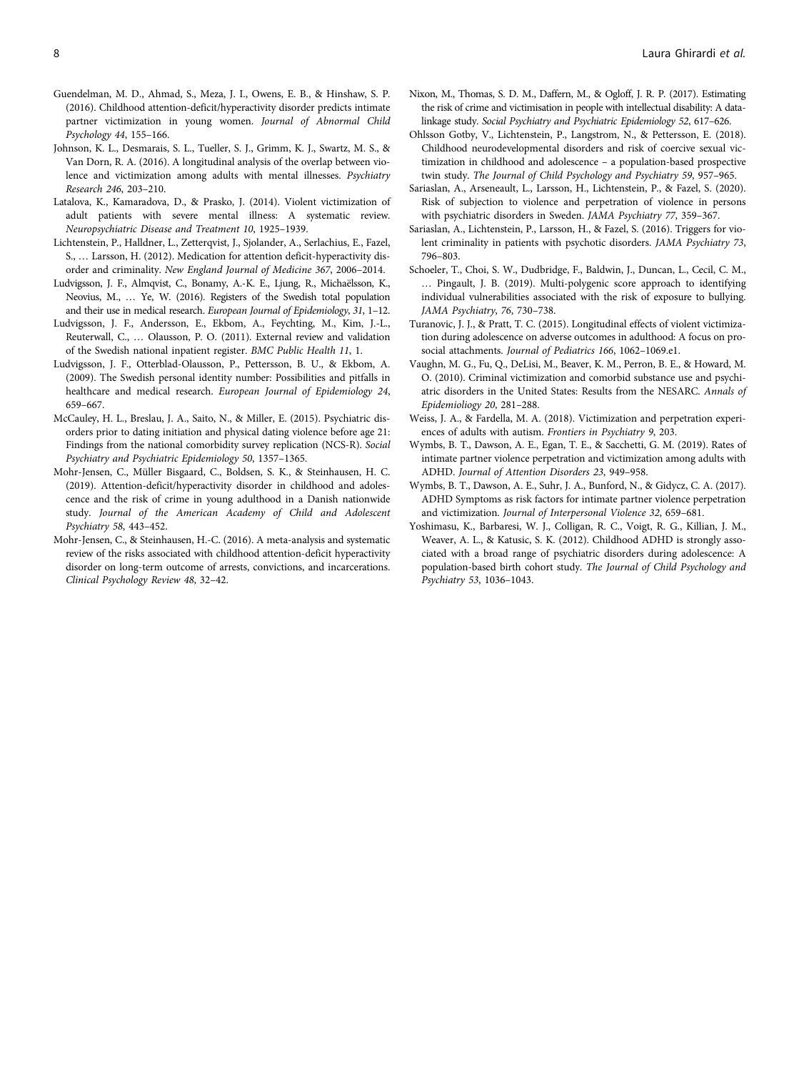Guendelman, M. D., Ahmad, S., Meza, J. I., Owens, E. B., & Hinshaw, S. P. (2016). Childhood attention-deficit/hyperactivity disorder predicts intimate partner victimization in young women. *Journal of Abnormal Child Psychology 44*, 155–166.

Johnson, K. L., Desmarais, S. L., Tueller, S. J., Grimm, K. J., Swartz, M. S., & Van Dorn, R. A. (2016). A longitudinal analysis of the overlap between violence and victimization among adults with mental illnesses. *Psychiatry Research 246*, 203–210.

Latalova, K., Kamaradova, D., & Prasko, J. (2014). Violent victimization of adult patients with severe mental illness: A systematic review. *Neuropsychiatric Disease and Treatment 10*, 1925–1939.

Lichtenstein, P., Halldner, L., Zetterqvist, J., Sjolander, A., Serlachius, E., Fazel, S., … Larsson, H. (2012). Medication for attention deficit-hyperactivity disorder and criminality. *New England Journal of Medicine 367*, 2006–2014.

Ludvigsson, J. F., Almqvist, C., Bonamy, A.-K. E., Ljung, R., Michaëlsson, K., Neovius, M., … Ye, W. (2016). Registers of the Swedish total population and their use in medical research. *European Journal of Epidemiology*, *31*, 1–12.

Ludvigsson, J. F., Andersson, E., Ekbom, A., Feychting, M., Kim, J.-L., Reuterwall, C., … Olausson, P. O. (2011). External review and validation of the Swedish national inpatient register. *BMC Public Health 11*, 1.

Ludvigsson, J. F., Otterblad-Olausson, P., Pettersson, B. U., & Ekbom, A. (2009). The Swedish personal identity number: Possibilities and pitfalls in healthcare and medical research. *European Journal of Epidemiology 24*, 659–667.

McCauley, H. L., Breslau, J. A., Saito, N., & Miller, E. (2015). Psychiatric disorders prior to dating initiation and physical dating violence before age 21: Findings from the national comorbidity survey replication (NCS-R). *Social Psychiatry and Psychiatric Epidemiology 50*, 1357–1365.

Mohr-Jensen, C., Müller Bisgaard, C., Boldsen, S. K., & Steinhausen, H. C. (2019). Attention-deficit/hyperactivity disorder in childhood and adolescence and the risk of crime in young adulthood in a Danish nationwide study. *Journal of the American Academy of Child and Adolescent Psychiatry 58*, 443–452.

Mohr-Jensen, C., & Steinhausen, H.-C. (2016). A meta-analysis and systematic review of the risks associated with childhood attention-deficit hyperactivity disorder on long-term outcome of arrests, convictions, and incarcerations. *Clinical Psychology Review 48*, 32–42.

Nixon, M., Thomas, S. D. M., Daffern, M., & Ogloff, J. R. P. (2017). Estimating the risk of crime and victimisation in people with intellectual disability: A data-linkage study. *Social Psychiatry and Psychiatric Epidemiology 52*, 617–626.

Ohlsson Gotby, V., Lichtenstein, P., Langstrom, N., & Pettersson, E. (2018). Childhood neurodevelopmental disorders and risk of coercive sexual victimization in childhood and adolescence – a population-based prospective twin study. *The Journal of Child Psychology and Psychiatry 59*, 957–965.

Sariaslan, A., Arseneault, L., Larsson, H., Lichtenstein, P., & Fazel, S. (2020). Risk of subjection to violence and perpetration of violence in persons with psychiatric disorders in Sweden. *JAMA Psychiatry 77*, 359–367.

Sariaslan, A., Lichtenstein, P., Larsson, H., & Fazel, S. (2016). Triggers for violent criminality in patients with psychotic disorders. *JAMA Psychiatry 73*, 796–803.

Schoeler, T., Choi, S. W., Dudbridge, F., Baldwin, J., Duncan, L., Cecil, C. M., … Pingault, J. B. (2019). Multi-polygenic score approach to identifying individual vulnerabilities associated with the risk of exposure to bullying. *JAMA Psychiatry*, *76*, 730–738.

Turanovic, J. J., & Pratt, T. C. (2015). Longitudinal effects of violent victimization during adolescence on adverse outcomes in adulthood: A focus on prosocial attachments. *Journal of Pediatrics 166*, 1062–1069.e1.

Vaughn, M. G., Fu, Q., DeLisi, M., Beaver, K. M., Perron, B. E., & Howard, M. O. (2010). Criminal victimization and comorbid substance use and psychiatric disorders in the United States: Results from the NESARC. *Annals of Epidemioliogy 20*, 281–288.

Weiss, J. A., & Fardella, M. A. (2018). Victimization and perpetration experiences of adults with autism. *Frontiers in Psychiatry 9*, 203.

Wymbs, B. T., Dawson, A. E., Egan, T. E., & Sacchetti, G. M. (2019). Rates of intimate partner violence perpetration and victimization among adults with ADHD. *Journal of Attention Disorders 23*, 949–958.

Wymbs, B. T., Dawson, A. E., Suhr, J. A., Bunford, N., & Gidycz, C. A. (2017). ADHD Symptoms as risk factors for intimate partner violence perpetration and victimization. *Journal of Interpersonal Violence 32*, 659–681.

Yoshimasu, K., Barbaresi, W. J., Colligan, R. C., Voigt, R. G., Killian, J. M., Weaver, A. L., & Katusic, S. K. (2012). Childhood ADHD is strongly associated with a broad range of psychiatric disorders during adolescence: A population-based birth cohort study. *The Journal of Child Psychology and Psychiatry 53*, 1036–1043.